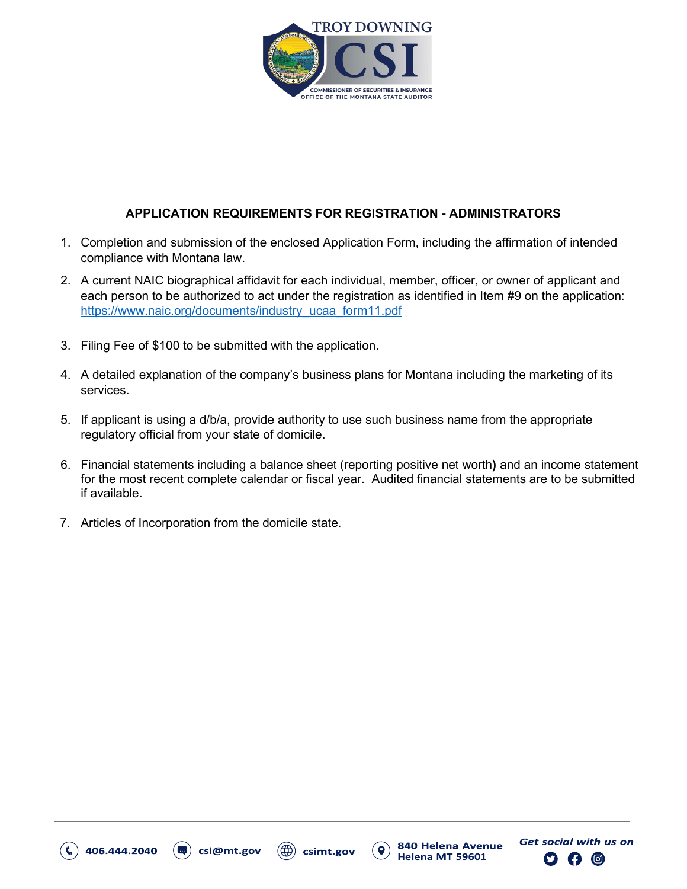## APPLICATION REQUIREMENTS FOR REGISTRATION - ADMINISTRATORS

1. Completion and submission of the enclosed Application Form, including the affirmation of intended compliance with Montana law.
2. A current NAIC biographical affidavit for each individual, member, officer, or owner of applicant and each person to be authorized to act under the registration as identified in Item #9 on the application: https://www.naic.org/documents/industry_ucaa_form11.pdf
3. Filing Fee of $100 to be submitted with the application.
4. A detailed explanation of the company's business plans for Montana including the marketing of its services.
5. If applicant is using a d/b/a, provide authority to use such business name from the appropriate regulatory official from your state of domicile.
6. Financial statements including a balance sheet (reporting positive net worth) and an income statement for the most recent complete calendar or fiscal year. Audited financial statements are to be submitted if available.
7. Articles of Incorporation from the domicile state.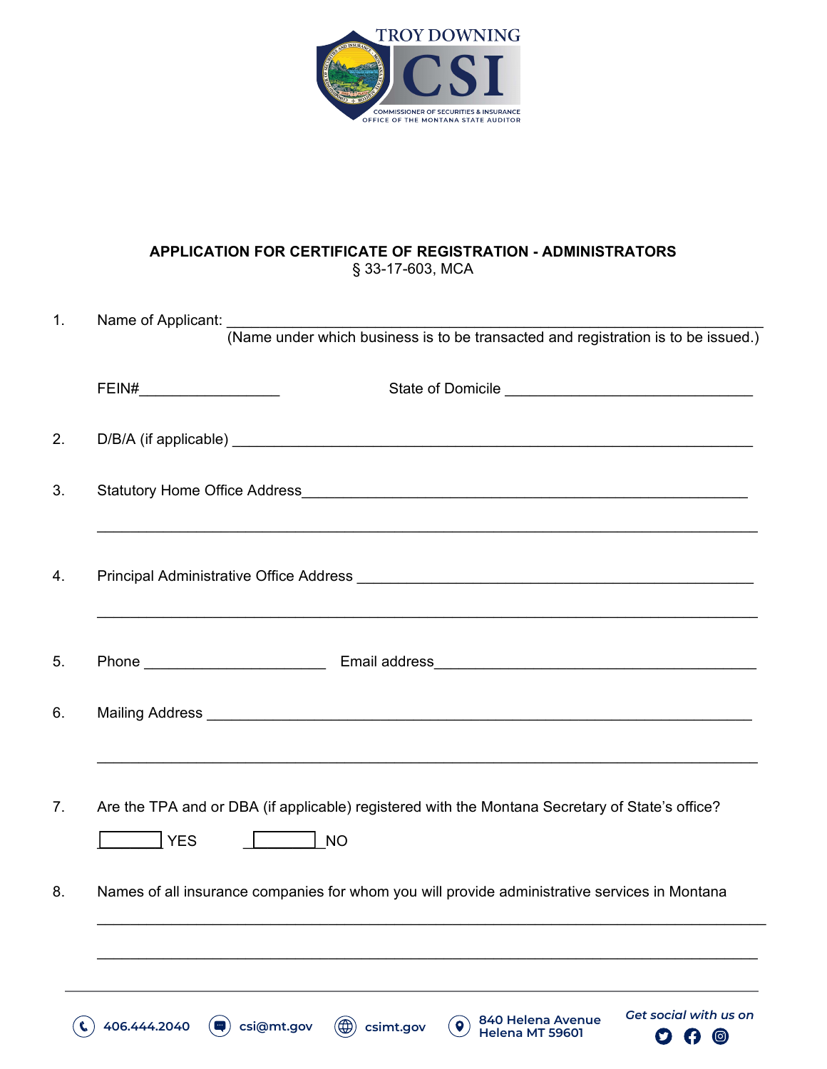TROY DOWNING
CSI
COMMISSIONER OF SECURITIES & INSURANCE
OFFICE OF THE MONTANA STATE AUDITOR

## APPLICATION FOR CERTIFICATE OF REGISTRATION - ADMINISTRATORS

§ 33-17-603, MCA

1. Name of Applicant: ____________________________________________
   (Name under which business is to be transacted and registration is to be issued.)

   FEIN#_________________ State of Domicile ______________________________

2. D/B/A (if applicable) ____________________________________________

3. Statutory Home Office Address____________________________________________

   ____________________________________________________________________

4. Principal Administrative Office Address ____________________________________

   ____________________________________________________________________

5. Phone ______________________ Email address______________________________

6. Mailing Address ____________________________________________________

   ____________________________________________________________________

7. Are the TPA and or DBA (if applicable) registered with the Montana Secretary of State's office?

   ☐ YES ☐ NO

8. Names of all insurance companies for whom you will provide administrative services in Montana

   ____________________________________________________________________

   ____________________________________________________________________

406.444.2040 | csi@mt.gov | csimt.gov | 840 Helena Avenue Helena MT 59601 | *Get social with us on*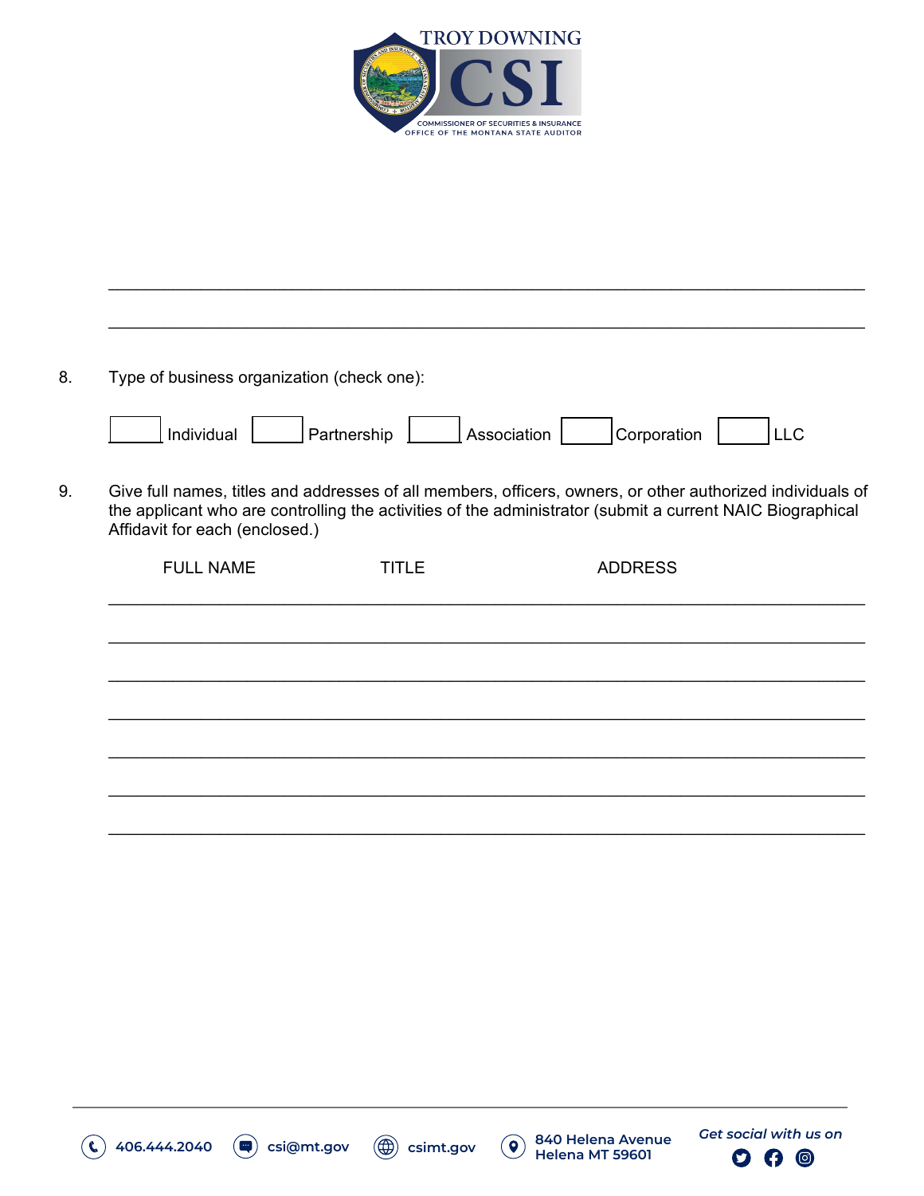\_\_\_\_\_\_\_\_\_\_\_\_\_\_\_\_\_\_\_\_\_\_\_\_\_\_\_\_\_\_\_\_\_\_\_\_\_\_\_\_\_\_\_\_\_\_\_\_\_\_\_\_\_\_\_\_\_\_\_\_\_\_\_\_\_\_\_\_\_\_\_\_

\_\_\_\_\_\_\_\_\_\_\_\_\_\_\_\_\_\_\_\_\_\_\_\_\_\_\_\_\_\_\_\_\_\_\_\_\_\_\_\_\_\_\_\_\_\_\_\_\_\_\_\_\_\_\_\_\_\_\_\_\_\_\_\_\_\_\_\_\_\_\_\_

8. Type of business organization (check one):

☐ Individual ☐ Partnership ☐ Association ☐ Corporation ☐ LLC

9. Give full names, titles and addresses of all members, officers, owners, or other authorized individuals of the applicant who are controlling the activities of the administrator (submit a current NAIC Biographical Affidavit for each (enclosed.)

| FULL NAME | TITLE | ADDRESS |
| --- | --- | --- |
| | | |
| | | |
| | | |
| | | |
| | | |
| | | |
| | | |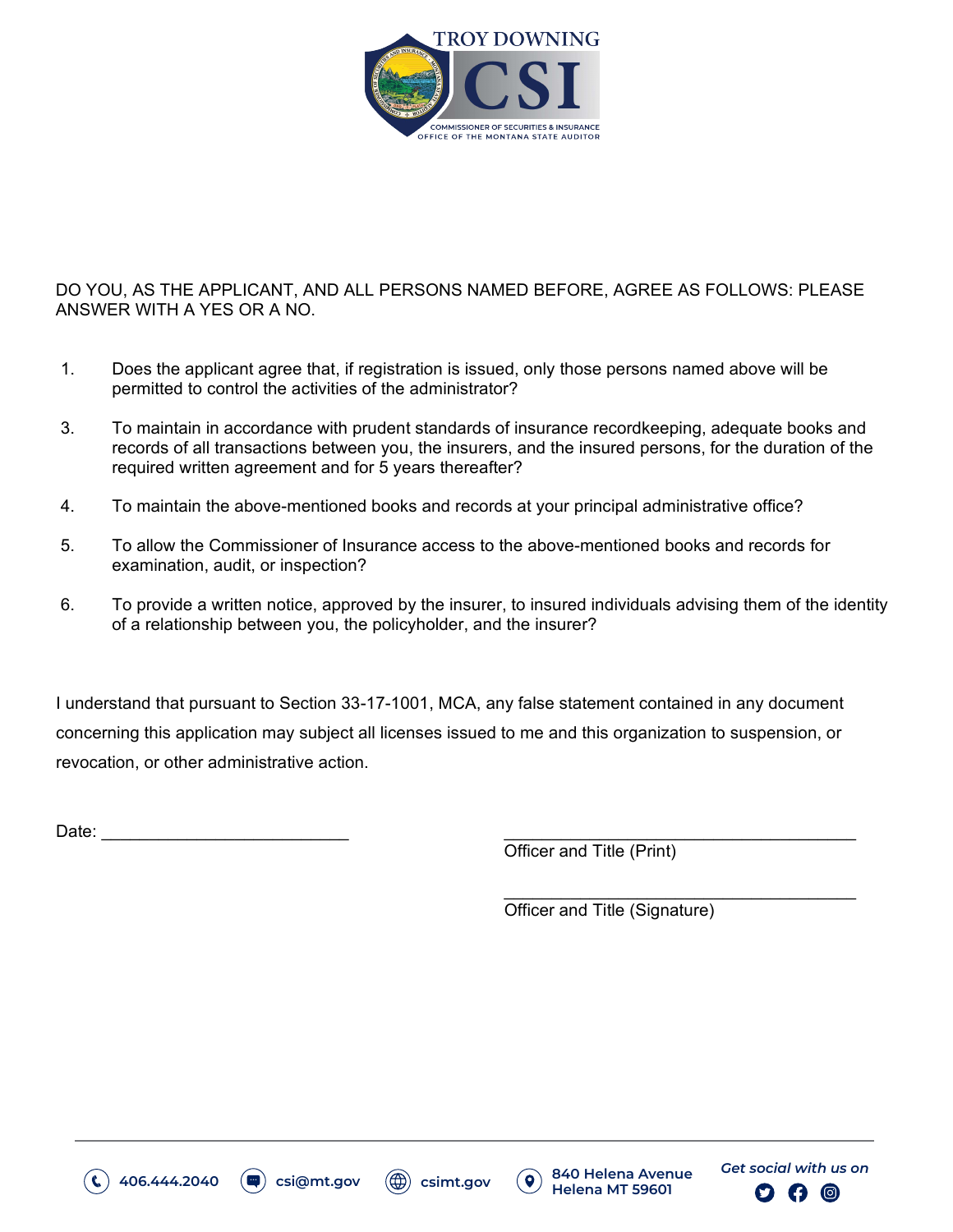DO YOU, AS THE APPLICANT, AND ALL PERSONS NAMED BEFORE, AGREE AS FOLLOWS: PLEASE ANSWER WITH A YES OR A NO.

1. Does the applicant agree that, if registration is issued, only those persons named above will be permitted to control the activities of the administrator?

3. To maintain in accordance with prudent standards of insurance recordkeeping, adequate books and records of all transactions between you, the insurers, and the insured persons, for the duration of the required written agreement and for 5 years thereafter?

4. To maintain the above-mentioned books and records at your principal administrative office?

5. To allow the Commissioner of Insurance access to the above-mentioned books and records for examination, audit, or inspection?

6. To provide a written notice, approved by the insurer, to insured individuals advising them of the identity of a relationship between you, the policyholder, and the insurer?

I understand that pursuant to Section 33-17-1001, MCA, any false statement contained in any document concerning this application may subject all licenses issued to me and this organization to suspension, or revocation, or other administrative action.

Date: ___________________________

___________________________________
Officer and Title (Print)

___________________________________
Officer and Title (Signature)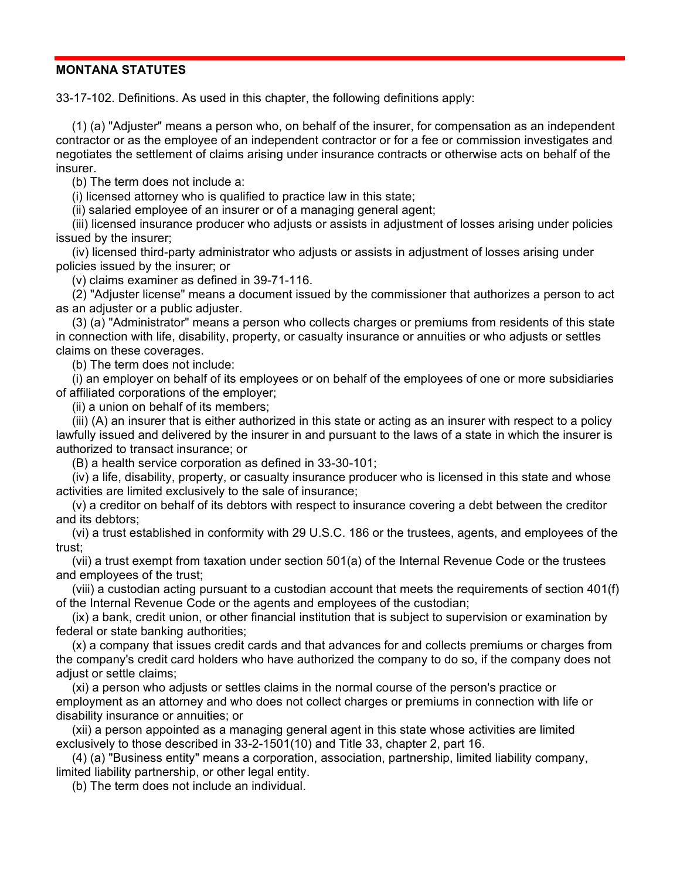**MONTANA STATUTES**

33-17-102. Definitions. As used in this chapter, the following definitions apply:

(1) (a) "Adjuster" means a person who, on behalf of the insurer, for compensation as an independent contractor or as the employee of an independent contractor or for a fee or commission investigates and negotiates the settlement of claims arising under insurance contracts or otherwise acts on behalf of the insurer.

(b) The term does not include a:

(i) licensed attorney who is qualified to practice law in this state;

(ii) salaried employee of an insurer or of a managing general agent;

(iii) licensed insurance producer who adjusts or assists in adjustment of losses arising under policies issued by the insurer;

(iv) licensed third-party administrator who adjusts or assists in adjustment of losses arising under policies issued by the insurer; or

(v) claims examiner as defined in 39-71-116.

(2) "Adjuster license" means a document issued by the commissioner that authorizes a person to act as an adjuster or a public adjuster.

(3) (a) "Administrator" means a person who collects charges or premiums from residents of this state in connection with life, disability, property, or casualty insurance or annuities or who adjusts or settles claims on these coverages.

(b) The term does not include:

(i) an employer on behalf of its employees or on behalf of the employees of one or more subsidiaries of affiliated corporations of the employer;

(ii) a union on behalf of its members;

(iii) (A) an insurer that is either authorized in this state or acting as an insurer with respect to a policy lawfully issued and delivered by the insurer in and pursuant to the laws of a state in which the insurer is authorized to transact insurance; or

(B) a health service corporation as defined in 33-30-101;

(iv) a life, disability, property, or casualty insurance producer who is licensed in this state and whose activities are limited exclusively to the sale of insurance;

(v) a creditor on behalf of its debtors with respect to insurance covering a debt between the creditor and its debtors;

(vi) a trust established in conformity with 29 U.S.C. 186 or the trustees, agents, and employees of the trust;

(vii) a trust exempt from taxation under section 501(a) of the Internal Revenue Code or the trustees and employees of the trust;

(viii) a custodian acting pursuant to a custodian account that meets the requirements of section 401(f) of the Internal Revenue Code or the agents and employees of the custodian;

(ix) a bank, credit union, or other financial institution that is subject to supervision or examination by federal or state banking authorities;

(x) a company that issues credit cards and that advances for and collects premiums or charges from the company's credit card holders who have authorized the company to do so, if the company does not adjust or settle claims;

(xi) a person who adjusts or settles claims in the normal course of the person's practice or employment as an attorney and who does not collect charges or premiums in connection with life or disability insurance or annuities; or

(xii) a person appointed as a managing general agent in this state whose activities are limited exclusively to those described in 33-2-1501(10) and Title 33, chapter 2, part 16.

(4) (a) "Business entity" means a corporation, association, partnership, limited liability company, limited liability partnership, or other legal entity.

(b) The term does not include an individual.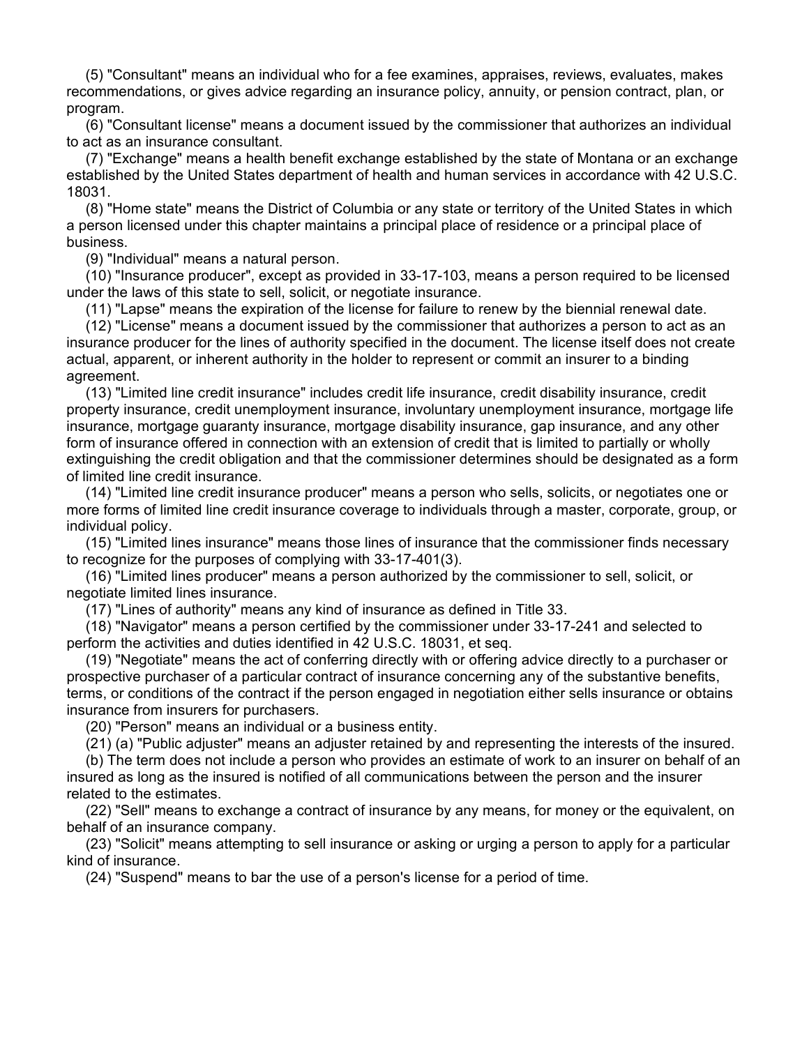(5) "Consultant" means an individual who for a fee examines, appraises, reviews, evaluates, makes recommendations, or gives advice regarding an insurance policy, annuity, or pension contract, plan, or program.

(6) "Consultant license" means a document issued by the commissioner that authorizes an individual to act as an insurance consultant.

(7) "Exchange" means a health benefit exchange established by the state of Montana or an exchange established by the United States department of health and human services in accordance with 42 U.S.C. 18031.

(8) "Home state" means the District of Columbia or any state or territory of the United States in which a person licensed under this chapter maintains a principal place of residence or a principal place of business.

(9) "Individual" means a natural person.

(10) "Insurance producer", except as provided in 33-17-103, means a person required to be licensed under the laws of this state to sell, solicit, or negotiate insurance.

(11) "Lapse" means the expiration of the license for failure to renew by the biennial renewal date.

(12) "License" means a document issued by the commissioner that authorizes a person to act as an insurance producer for the lines of authority specified in the document. The license itself does not create actual, apparent, or inherent authority in the holder to represent or commit an insurer to a binding agreement.

(13) "Limited line credit insurance" includes credit life insurance, credit disability insurance, credit property insurance, credit unemployment insurance, involuntary unemployment insurance, mortgage life insurance, mortgage guaranty insurance, mortgage disability insurance, gap insurance, and any other form of insurance offered in connection with an extension of credit that is limited to partially or wholly extinguishing the credit obligation and that the commissioner determines should be designated as a form of limited line credit insurance.

(14) "Limited line credit insurance producer" means a person who sells, solicits, or negotiates one or more forms of limited line credit insurance coverage to individuals through a master, corporate, group, or individual policy.

(15) "Limited lines insurance" means those lines of insurance that the commissioner finds necessary to recognize for the purposes of complying with 33-17-401(3).

(16) "Limited lines producer" means a person authorized by the commissioner to sell, solicit, or negotiate limited lines insurance.

(17) "Lines of authority" means any kind of insurance as defined in Title 33.

(18) "Navigator" means a person certified by the commissioner under 33-17-241 and selected to perform the activities and duties identified in 42 U.S.C. 18031, et seq.

(19) "Negotiate" means the act of conferring directly with or offering advice directly to a purchaser or prospective purchaser of a particular contract of insurance concerning any of the substantive benefits, terms, or conditions of the contract if the person engaged in negotiation either sells insurance or obtains insurance from insurers for purchasers.

(20) "Person" means an individual or a business entity.

(21) (a) "Public adjuster" means an adjuster retained by and representing the interests of the insured.

(b) The term does not include a person who provides an estimate of work to an insurer on behalf of an insured as long as the insured is notified of all communications between the person and the insurer related to the estimates.

(22) "Sell" means to exchange a contract of insurance by any means, for money or the equivalent, on behalf of an insurance company.

(23) "Solicit" means attempting to sell insurance or asking or urging a person to apply for a particular kind of insurance.

(24) "Suspend" means to bar the use of a person's license for a period of time.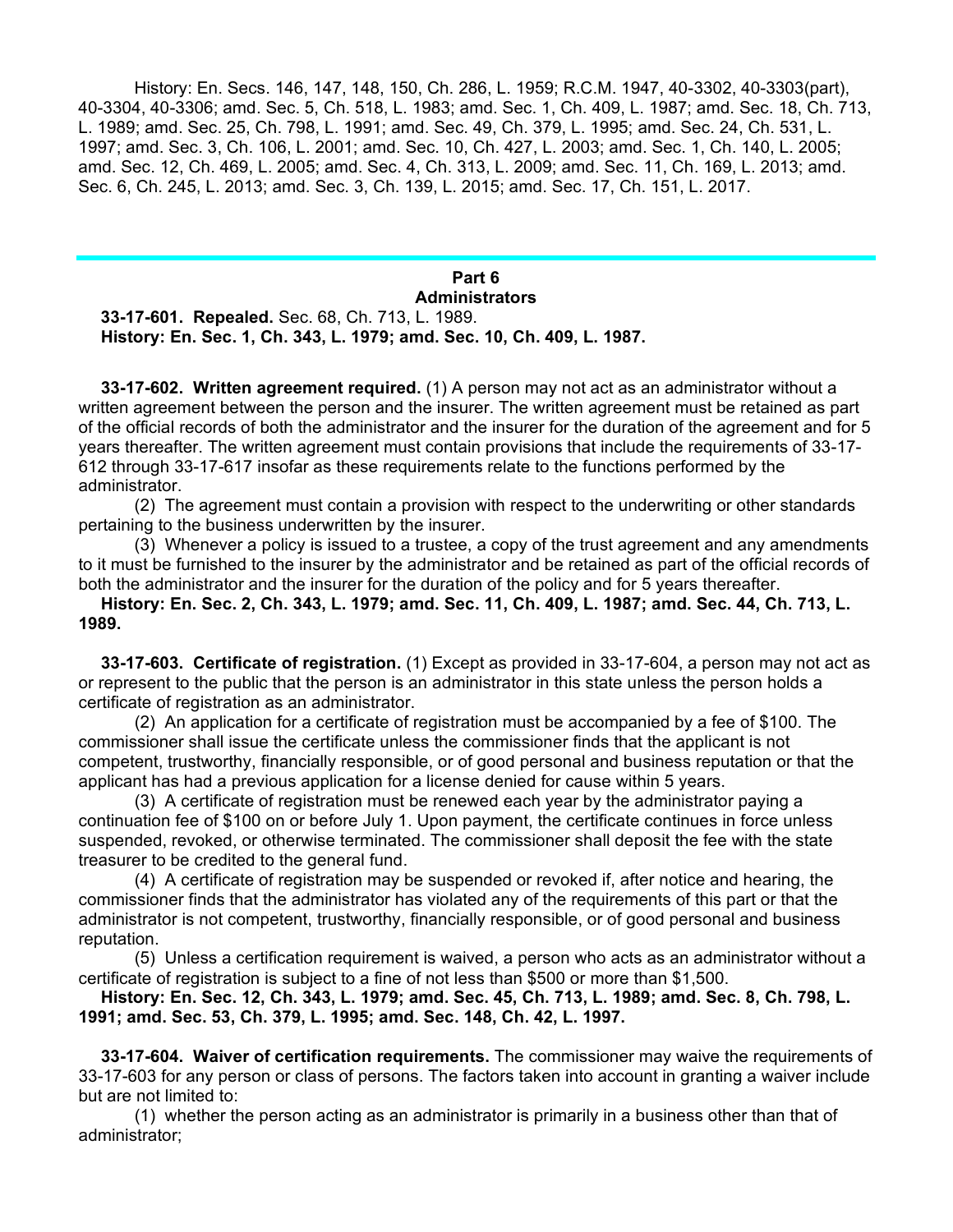History: En. Secs. 146, 147, 148, 150, Ch. 286, L. 1959; R.C.M. 1947, 40-3302, 40-3303(part), 40-3304, 40-3306; amd. Sec. 5, Ch. 518, L. 1983; amd. Sec. 1, Ch. 409, L. 1987; amd. Sec. 18, Ch. 713, L. 1989; amd. Sec. 25, Ch. 798, L. 1991; amd. Sec. 49, Ch. 379, L. 1995; amd. Sec. 24, Ch. 531, L. 1997; amd. Sec. 3, Ch. 106, L. 2001; amd. Sec. 10, Ch. 427, L. 2003; amd. Sec. 1, Ch. 140, L. 2005; amd. Sec. 12, Ch. 469, L. 2005; amd. Sec. 4, Ch. 313, L. 2009; amd. Sec. 11, Ch. 169, L. 2013; amd. Sec. 6, Ch. 245, L. 2013; amd. Sec. 3, Ch. 139, L. 2015; amd. Sec. 17, Ch. 151, L. 2017.

---

## Part 6
## Administrators

**33-17-601. Repealed.** Sec. 68, Ch. 713, L. 1989.
**History: En. Sec. 1, Ch. 343, L. 1979; amd. Sec. 10, Ch. 409, L. 1987.**

**33-17-602. Written agreement required.** (1) A person may not act as an administrator without a written agreement between the person and the insurer. The written agreement must be retained as part of the official records of both the administrator and the insurer for the duration of the agreement and for 5 years thereafter. The written agreement must contain provisions that include the requirements of 33-17-612 through 33-17-617 insofar as these requirements relate to the functions performed by the administrator.

(2) The agreement must contain a provision with respect to the underwriting or other standards pertaining to the business underwritten by the insurer.

(3) Whenever a policy is issued to a trustee, a copy of the trust agreement and any amendments to it must be furnished to the insurer by the administrator and be retained as part of the official records of both the administrator and the insurer for the duration of the policy and for 5 years thereafter.

**History: En. Sec. 2, Ch. 343, L. 1979; amd. Sec. 11, Ch. 409, L. 1987; amd. Sec. 44, Ch. 713, L. 1989.**

**33-17-603. Certificate of registration.** (1) Except as provided in 33-17-604, a person may not act as or represent to the public that the person is an administrator in this state unless the person holds a certificate of registration as an administrator.

(2) An application for a certificate of registration must be accompanied by a fee of $100. The commissioner shall issue the certificate unless the commissioner finds that the applicant is not competent, trustworthy, financially responsible, or of good personal and business reputation or that the applicant has had a previous application for a license denied for cause within 5 years.

(3) A certificate of registration must be renewed each year by the administrator paying a continuation fee of $100 on or before July 1. Upon payment, the certificate continues in force unless suspended, revoked, or otherwise terminated. The commissioner shall deposit the fee with the state treasurer to be credited to the general fund.

(4) A certificate of registration may be suspended or revoked if, after notice and hearing, the commissioner finds that the administrator has violated any of the requirements of this part or that the administrator is not competent, trustworthy, financially responsible, or of good personal and business reputation.

(5) Unless a certification requirement is waived, a person who acts as an administrator without a certificate of registration is subject to a fine of not less than $500 or more than $1,500.

**History: En. Sec. 12, Ch. 343, L. 1979; amd. Sec. 45, Ch. 713, L. 1989; amd. Sec. 8, Ch. 798, L. 1991; amd. Sec. 53, Ch. 379, L. 1995; amd. Sec. 148, Ch. 42, L. 1997.**

**33-17-604. Waiver of certification requirements.** The commissioner may waive the requirements of 33-17-603 for any person or class of persons. The factors taken into account in granting a waiver include but are not limited to:

(1) whether the person acting as an administrator is primarily in a business other than that of administrator;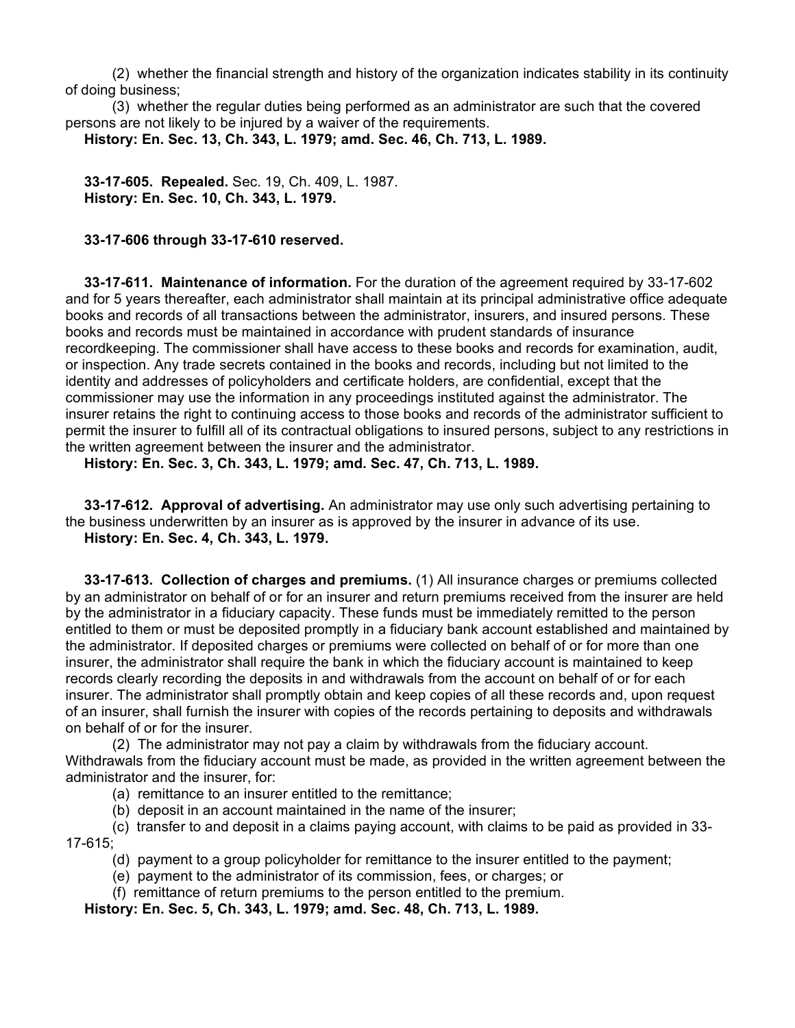(2) whether the financial strength and history of the organization indicates stability in its continuity of doing business;

(3) whether the regular duties being performed as an administrator are such that the covered persons are not likely to be injured by a waiver of the requirements.

**History: En. Sec. 13, Ch. 343, L. 1979; amd. Sec. 46, Ch. 713, L. 1989.**

**33-17-605. Repealed.** Sec. 19, Ch. 409, L. 1987.
**History: En. Sec. 10, Ch. 343, L. 1979.**

**33-17-606 through 33-17-610 reserved.**

**33-17-611. Maintenance of information.** For the duration of the agreement required by 33-17-602 and for 5 years thereafter, each administrator shall maintain at its principal administrative office adequate books and records of all transactions between the administrator, insurers, and insured persons. These books and records must be maintained in accordance with prudent standards of insurance recordkeeping. The commissioner shall have access to these books and records for examination, audit, or inspection. Any trade secrets contained in the books and records, including but not limited to the identity and addresses of policyholders and certificate holders, are confidential, except that the commissioner may use the information in any proceedings instituted against the administrator. The insurer retains the right to continuing access to those books and records of the administrator sufficient to permit the insurer to fulfill all of its contractual obligations to insured persons, subject to any restrictions in the written agreement between the insurer and the administrator.

**History: En. Sec. 3, Ch. 343, L. 1979; amd. Sec. 47, Ch. 713, L. 1989.**

**33-17-612. Approval of advertising.** An administrator may use only such advertising pertaining to the business underwritten by an insurer as is approved by the insurer in advance of its use.

**History: En. Sec. 4, Ch. 343, L. 1979.**

**33-17-613. Collection of charges and premiums.** (1) All insurance charges or premiums collected by an administrator on behalf of or for an insurer and return premiums received from the insurer are held by the administrator in a fiduciary capacity. These funds must be immediately remitted to the person entitled to them or must be deposited promptly in a fiduciary bank account established and maintained by the administrator. If deposited charges or premiums were collected on behalf of or for more than one insurer, the administrator shall require the bank in which the fiduciary account is maintained to keep records clearly recording the deposits in and withdrawals from the account on behalf of or for each insurer. The administrator shall promptly obtain and keep copies of all these records and, upon request of an insurer, shall furnish the insurer with copies of the records pertaining to deposits and withdrawals on behalf of or for the insurer.

(2) The administrator may not pay a claim by withdrawals from the fiduciary account. Withdrawals from the fiduciary account must be made, as provided in the written agreement between the administrator and the insurer, for:

(a) remittance to an insurer entitled to the remittance;

(b) deposit in an account maintained in the name of the insurer;

(c) transfer to and deposit in a claims paying account, with claims to be paid as provided in 33-17-615;

(d) payment to a group policyholder for remittance to the insurer entitled to the payment;

(e) payment to the administrator of its commission, fees, or charges; or

(f) remittance of return premiums to the person entitled to the premium.

**History: En. Sec. 5, Ch. 343, L. 1979; amd. Sec. 48, Ch. 713, L. 1989.**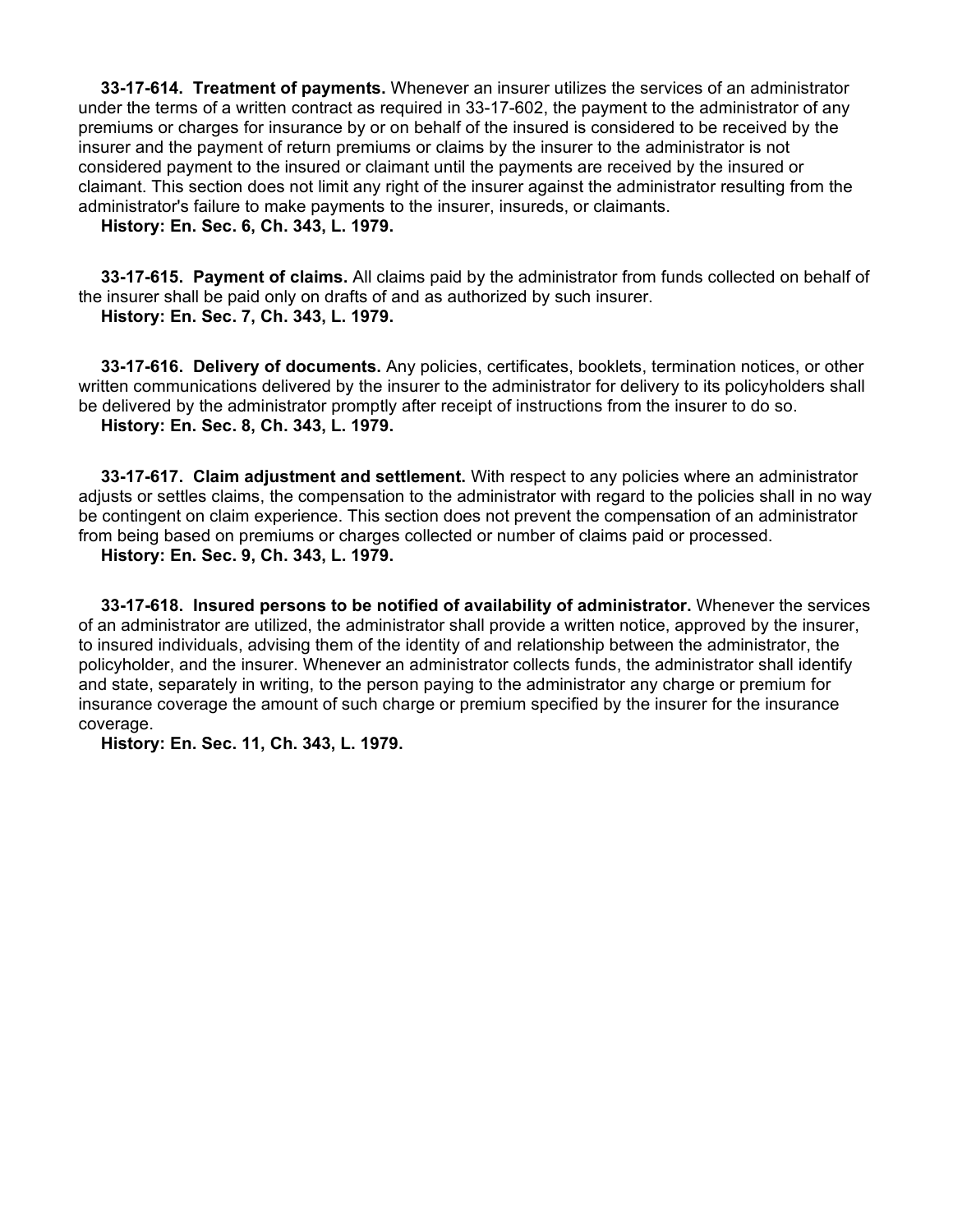**33-17-614. Treatment of payments.** Whenever an insurer utilizes the services of an administrator under the terms of a written contract as required in 33-17-602, the payment to the administrator of any premiums or charges for insurance by or on behalf of the insured is considered to be received by the insurer and the payment of return premiums or claims by the insurer to the administrator is not considered payment to the insured or claimant until the payments are received by the insured or claimant. This section does not limit any right of the insurer against the administrator resulting from the administrator's failure to make payments to the insurer, insureds, or claimants.

**History: En. Sec. 6, Ch. 343, L. 1979.**

**33-17-615. Payment of claims.** All claims paid by the administrator from funds collected on behalf of the insurer shall be paid only on drafts of and as authorized by such insurer.

**History: En. Sec. 7, Ch. 343, L. 1979.**

**33-17-616. Delivery of documents.** Any policies, certificates, booklets, termination notices, or other written communications delivered by the insurer to the administrator for delivery to its policyholders shall be delivered by the administrator promptly after receipt of instructions from the insurer to do so.

**History: En. Sec. 8, Ch. 343, L. 1979.**

**33-17-617. Claim adjustment and settlement.** With respect to any policies where an administrator adjusts or settles claims, the compensation to the administrator with regard to the policies shall in no way be contingent on claim experience. This section does not prevent the compensation of an administrator from being based on premiums or charges collected or number of claims paid or processed.

**History: En. Sec. 9, Ch. 343, L. 1979.**

**33-17-618. Insured persons to be notified of availability of administrator.** Whenever the services of an administrator are utilized, the administrator shall provide a written notice, approved by the insurer, to insured individuals, advising them of the identity of and relationship between the administrator, the policyholder, and the insurer. Whenever an administrator collects funds, the administrator shall identify and state, separately in writing, to the person paying to the administrator any charge or premium for insurance coverage the amount of such charge or premium specified by the insurer for the insurance coverage.

**History: En. Sec. 11, Ch. 343, L. 1979.**